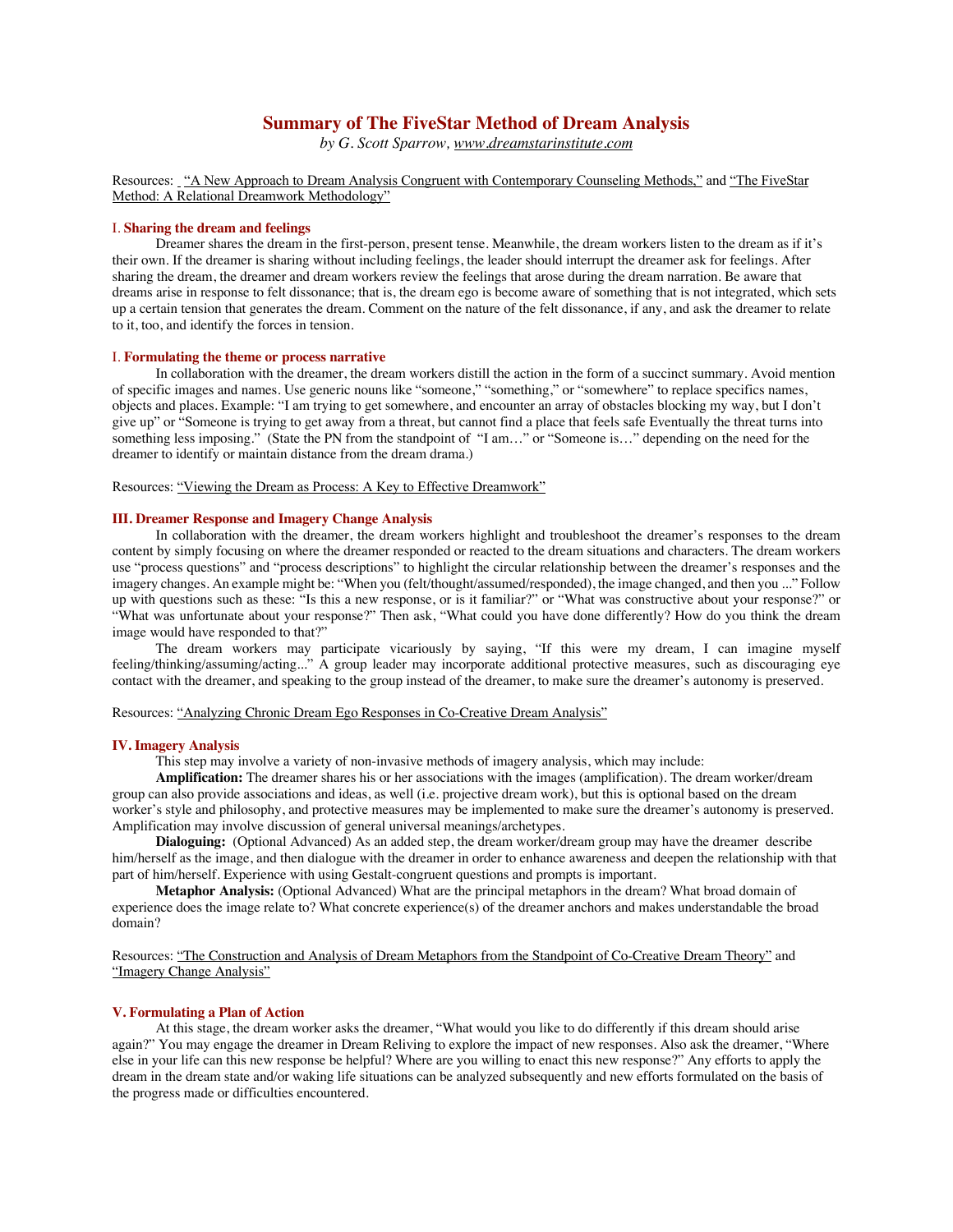# Summary of The FiveStar Method of Dream Analysis

*by G. Scott Sparrow, www.dreamstarinstitute.com*

Resources: "A New Approach to Dream Analysis Congruent with Contemporary Counseling Methods," and "The FiveStar Method: A Relational Dreamwork Methodology"

## I. Sharing the dream and feelings

Dreamer shares the dream in the first-person, present tense. Meanwhile, the dream workers listen to the dream as if it's their own. If the dreamer is sharing without including feelings, the leader should interrupt the dreamer ask for feelings. After sharing the dream, the dreamer and dream workers review the feelings that arose during the dream narration. Be aware that dreams arise in response to felt dissonance; that is, the dream ego is become aware of something that is not integrated, which sets up a certain tension that generates the dream. Comment on the nature of the felt dissonance, if any, and ask the dreamer to relate to it, too, and identify the forces in tension.

## I. Formulating the theme or process narrative

In collaboration with the dreamer, the dream workers distill the action in the form of a succinct summary. Avoid mention of specific images and names. Use generic nouns like "someone," "something," or "somewhere" to replace specifics names, objects and places. Example: "I am trying to get somewhere, and encounter an array of obstacles blocking my way, but I don't give up" or "Someone is trying to get away from a threat, but cannot find a place that feels safe Eventually the threat turns into something less imposing." (State the PN from the standpoint of "I am…" or "Someone is…" depending on the need for the dreamer to identify or maintain distance from the dream drama.)

Resources: "Viewing the Dream as Process: A Key to Effective Dreamwork"

## III. Dreamer Response and Imagery Change Analysis

In collaboration with the dreamer, the dream workers highlight and troubleshoot the dreamer's responses to the dream content by simply focusing on where the dreamer responded or reacted to the dream situations and characters. The dream workers use "process questions" and "process descriptions" to highlight the circular relationship between the dreamer's responses and the imagery changes. An example might be: "When you (felt/thought/assumed/responded), the image changed, and then you ..." Follow up with questions such as these: "Is this a new response, or is it familiar?" or "What was constructive about your response?" or "What was unfortunate about your response?" Then ask, "What could you have done differently? How do you think the dream image would have responded to that?"

The dream workers may participate vicariously by saying, "If this were my dream, I can imagine myself feeling/thinking/assuming/acting..." A group leader may incorporate additional protective measures, such as discouraging eye contact with the dreamer, and speaking to the group instead of the dreamer, to make sure the dreamer's autonomy is preserved.

Resources: "Analyzing Chronic Dream Ego Responses in Co-Creative Dream Analysis"

## IV. Imagery Analysis

This step may involve a variety of non-invasive methods of imagery analysis, which may include:

**Amplification:** The dreamer shares his or her associations with the images (amplification). The dream worker/dream group can also provide associations and ideas, as well (i.e. projective dream work), but this is optional based on the dream worker's style and philosophy, and protective measures may be implemented to make sure the dreamer's autonomy is preserved. Amplification may involve discussion of general universal meanings/archetypes.

**Dialoguing:** (Optional Advanced) As an added step, the dream worker/dream group may have the dreamer describe him/herself as the image, and then dialogue with the dreamer in order to enhance awareness and deepen the relationship with that part of him/herself. Experience with using Gestalt-congruent questions and prompts is important.

**Metaphor Analysis:** (Optional Advanced) What are the principal metaphors in the dream? What broad domain of experience does the image relate to? What concrete experience(s) of the dreamer anchors and makes understandable the broad domain?

Resources: "The Construction and Analysis of Dream Metaphors from the Standpoint of Co-Creative Dream Theory" and "Imagery Change Analysis"

## V. Formulating a Plan of Action

At this stage, the dream worker asks the dreamer, "What would you like to do differently if this dream should arise again?" You may engage the dreamer in Dream Reliving to explore the impact of new responses. Also ask the dreamer, "Where else in your life can this new response be helpful? Where are you willing to enact this new response?" Any efforts to apply the dream in the dream state and/or waking life situations can be analyzed subsequently and new efforts formulated on the basis of the progress made or difficulties encountered.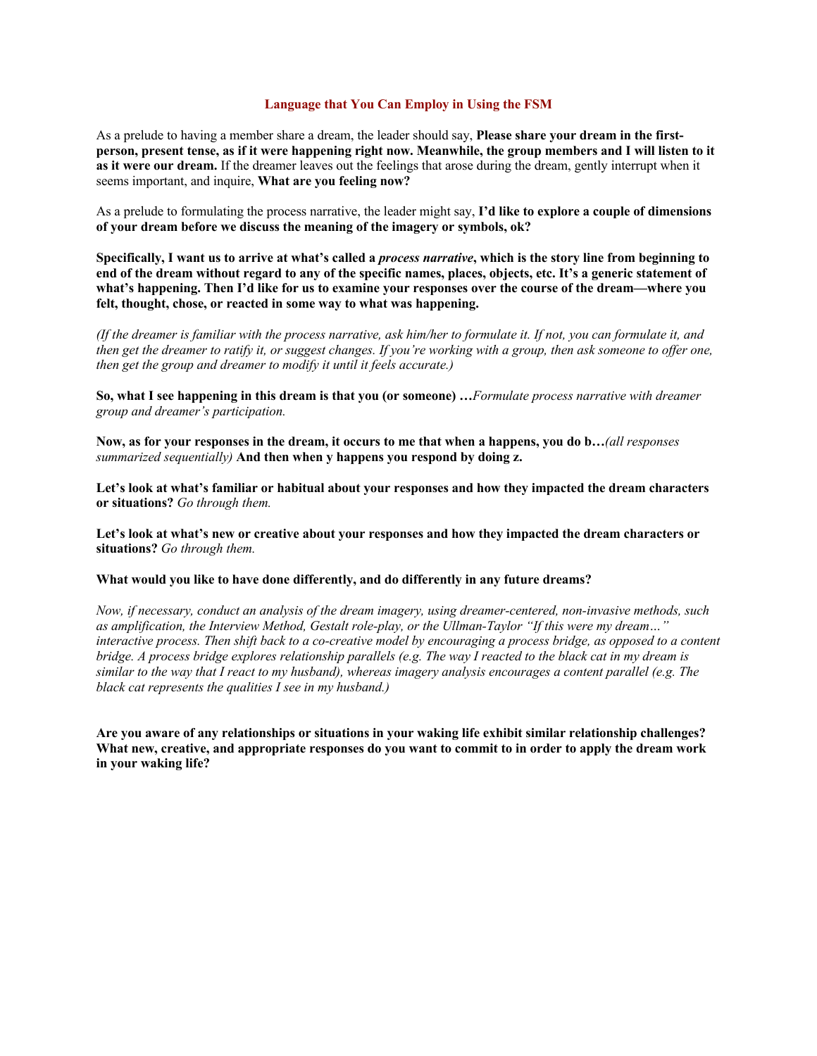## Language that You Can Employ in Using the FSM

As a prelude to having a member share a dream, the leader should say, **Please share your dream in the first-person, present tense, as if it were happening right now. Meanwhile, the group members and I will listen to it as it were our dream.** If the dreamer leaves out the feelings that arose during the dream, gently interrupt when it seems important, and inquire, **What are you feeling now?**

As a prelude to formulating the process narrative, the leader might say, **I'd like to explore a couple of dimensions of your dream before we discuss the meaning of the imagery or symbols, ok?**

**Specifically, I want us to arrive at what's called a *process narrative*, which is the story line from beginning to end of the dream without regard to any of the specific names, places, objects, etc. It's a generic statement of what's happening. Then I'd like for us to examine your responses over the course of the dream—where you felt, thought, chose, or reacted in some way to what was happening.**

*(If the dreamer is familiar with the process narrative, ask him/her to formulate it. If not, you can formulate it, and then get the dreamer to ratify it, or suggest changes. If you're working with a group, then ask someone to offer one, then get the group and dreamer to modify it until it feels accurate.)*

**So, what I see happening in this dream is that you (or someone) …***Formulate process narrative with dreamer group and dreamer's participation.*

**Now, as for your responses in the dream, it occurs to me that when a happens, you do b…***(all responses summarized sequentially)* **And then when y happens you respond by doing z.**

**Let's look at what's familiar or habitual about your responses and how they impacted the dream characters or situations?** *Go through them.*

**Let's look at what's new or creative about your responses and how they impacted the dream characters or situations?** *Go through them.*

**What would you like to have done differently, and do differently in any future dreams?**

*Now, if necessary, conduct an analysis of the dream imagery, using dreamer-centered, non-invasive methods, such as amplification, the Interview Method, Gestalt role-play, or the Ullman-Taylor "If this were my dream…" interactive process. Then shift back to a co-creative model by encouraging a process bridge, as opposed to a content bridge. A process bridge explores relationship parallels (e.g. The way I reacted to the black cat in my dream is similar to the way that I react to my husband), whereas imagery analysis encourages a content parallel (e.g. The black cat represents the qualities I see in my husband.)*

**Are you aware of any relationships or situations in your waking life exhibit similar relationship challenges? What new, creative, and appropriate responses do you want to commit to in order to apply the dream work in your waking life?**